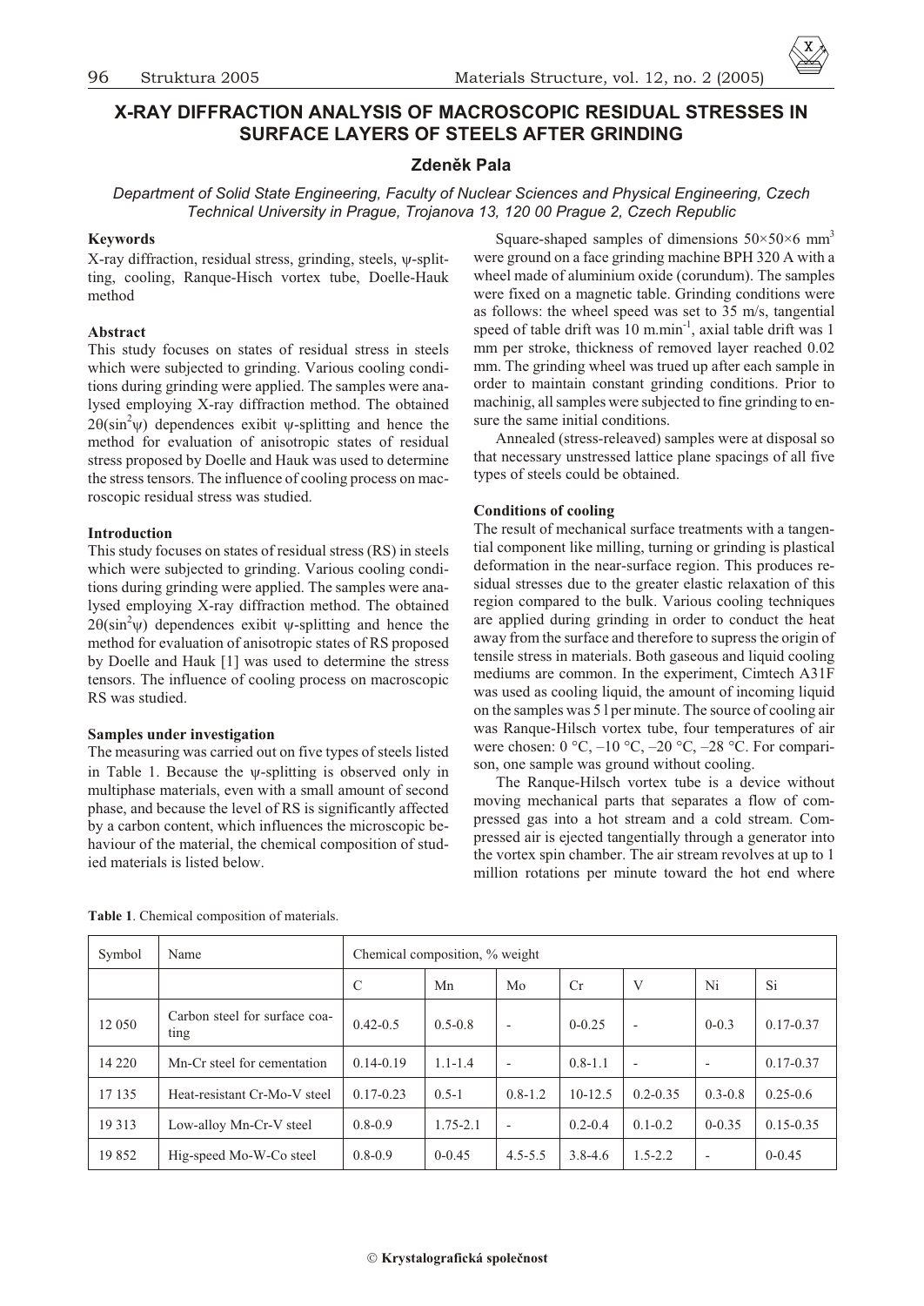# X-RAY DIFFRACTION ANALYSIS OF MACROSCOPIC RESIDUAL STRESSES IN SURFACE LAYERS OF STEELS AFTER GRINDING

**Zdeněk Pala**

*Department of Solid State Engineering, Faculty of Nuclear Sciences and Physical Engineering, Czech Technical University in Prague, Trojanova 13, 120 00 Prague 2, Czech Republic*

### Keywords

X-ray diffraction, residual stress, grinding, steels, ψ-splitting, cooling, Ranque-Hisch vortex tube, Doelle-Hauk method

### Abstract

This study focuses on states of residual stress in steels which were subjected to grinding. Various cooling conditions during grinding were applied. The samples were analysed employing X-ray diffraction method. The obtained $2\theta(\sin^2\psi)$ dependences exibit ψ-splitting and hence the method for evaluation of anisotropic states of residual stress proposed by Doelle and Hauk was used to determine the stress tensors. The influence of cooling process on macroscopic residual stress was studied.

### Introduction

This study focuses on states of residual stress (RS) in steels which were subjected to grinding. Various cooling conditions during grinding were applied. The samples were analysed employing X-ray diffraction method. The obtained $2\theta(\sin^2\psi)$ dependences exibit ψ-splitting and hence the method for evaluation of anisotropic states of RS proposed by Doelle and Hauk [1] was used to determine the stress tensors. The influence of cooling process on macroscopic RS was studied.

### Samples under investigation

The measuring was carried out on five types of steels listed in Table 1. Because the ψ-splitting is observed only in multiphase materials, even with a small amount of second phase, and because the level of RS is significantly affected by a carbon content, which influences the microscopic behaviour of the material, the chemical composition of studied materials is listed below.

Square-shaped samples of dimensions $50\times50\times6$ mm$^3$ were ground on a face grinding machine BPH 320 A with a wheel made of aluminium oxide (corundum). The samples were fixed on a magnetic table. Grinding conditions were as follows: the wheel speed was set to 35 m/s, tangential speed of table drift was 10 m.min$^{-1}$, axial table drift was 1 mm per stroke, thickness of removed layer reached 0.02 mm. The grinding wheel was trued up after each sample in order to maintain constant grinding conditions. Prior to machinig, all samples were subjected to fine grinding to ensure the same initial conditions.

Annealed (stress-releaved) samples were at disposal so that necessary unstressed lattice plane spacings of all five types of steels could be obtained.

### Conditions of cooling

The result of mechanical surface treatments with a tangential component like milling, turning or grinding is plastical deformation in the near-surface region. This produces residual stresses due to the greater elastic relaxation of this region compared to the bulk. Various cooling techniques are applied during grinding in order to conduct the heat away from the surface and therefore to supress the origin of tensile stress in materials. Both gaseous and liquid cooling mediums are common. In the experiment, Cimtech A31F was used as cooling liquid, the amount of incoming liquid on the samples was 5 l per minute. The source of cooling air was Ranque-Hilsch vortex tube, four temperatures of air were chosen: 0 °C, –10 °C, –20 °C, –28 °C. For comparison, one sample was ground without cooling.

The Ranque-Hilsch vortex tube is a device without moving mechanical parts that separates a flow of compressed gas into a hot stream and a cold stream. Compressed air is ejected tangentially through a generator into the vortex spin chamber. The air stream revolves at up to 1 million rotations per minute toward the hot end where

**Table 1**. Chemical composition of materials.

| Symbol | Name | Chemical composition, % weight | | | | | | |
|---|---|---|---|---|---|---|---|---|
| | | C | Mn | Mo | Cr | V | Ni | Si |
| 12 050 | Carbon steel for surface coating | 0.42-0.5 | 0.5-0.8 | - | 0-0.25 | - | 0-0.3 | 0.17-0.37 |
| 14 220 | Mn-Cr steel for cementation | 0.14-0.19 | 1.1-1.4 | - | 0.8-1.1 | - | - | 0.17-0.37 |
| 17 135 | Heat-resistant Cr-Mo-V steel | 0.17-0.23 | 0.5-1 | 0.8-1.2 | 10-12.5 | 0.2-0.35 | 0.3-0.8 | 0.25-0.6 |
| 19 313 | Low-alloy Mn-Cr-V steel | 0.8-0.9 | 1.75-2.1 | - | 0.2-0.4 | 0.1-0.2 | 0-0.35 | 0.15-0.35 |
| 19 852 | Hig-speed Mo-W-Co steel | 0.8-0.9 | 0-0.45 | 4.5-5.5 | 3.8-4.6 | 1.5-2.2 | - | 0-0.45 |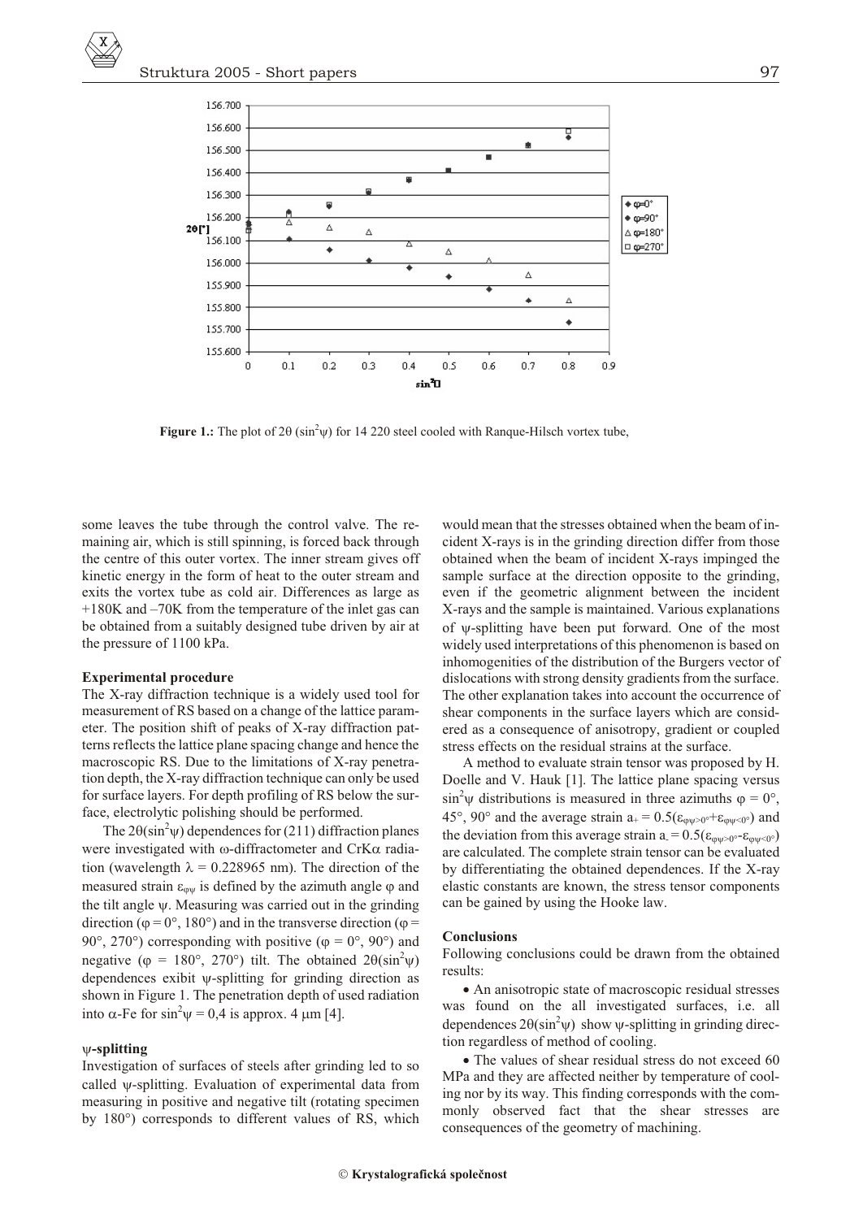**Figure 1.:** The plot of $2\theta$ ($\sin^2\psi$) for 14 220 steel cooled with Ranque-Hilsch vortex tube,

some leaves the tube through the control valve. The remaining air, which is still spinning, is forced back through the centre of this outer vortex. The inner stream gives off kinetic energy in the form of heat to the outer stream and exits the vortex tube as cold air. Differences as large as +180K and –70K from the temperature of the inlet gas can be obtained from a suitably designed tube driven by air at the pressure of 1100 kPa.

**Experimental procedure**

The X-ray diffraction technique is a widely used tool for measurement of RS based on a change of the lattice parameter. The position shift of peaks of X-ray diffraction patterns reflects the lattice plane spacing change and hence the macroscopic RS. Due to the limitations of X-ray penetration depth, the X-ray diffraction technique can only be used for surface layers. For depth profiling of RS below the surface, electrolytic polishing should be performed.

The $2\theta(\sin^2\psi)$ dependences for (211) diffraction planes were investigated with ω-diffractometer and CrKα radiation (wavelength $\lambda$ = 0.228965 nm). The direction of the measured strain $\varepsilon_{\varphi\psi}$ is defined by the azimuth angle $\varphi$ and the tilt angle $\psi$. Measuring was carried out in the grinding direction ($\varphi$ = 0°, 180°) and in the transverse direction ($\varphi$ = 90°, 270°) corresponding with positive ($\varphi$ = 0°, 90°) and negative ($\varphi$ = 180°, 270°) tilt. The obtained $2\theta(\sin^2\psi)$ dependences exibit ψ-splitting for grinding direction as shown in Figure 1. The penetration depth of used radiation into α-Fe for $\sin^2\psi$ = 0,4 is approx. 4 μm [4].

**ψ-splitting**

Investigation of surfaces of steels after grinding led to so called ψ-splitting. Evaluation of experimental data from measuring in positive and negative tilt (rotating specimen by 180°) corresponds to different values of RS, which would mean that the stresses obtained when the beam of incident X-rays is in the grinding direction differ from those obtained when the beam of incident X-rays impinged the sample surface at the direction opposite to the grinding, even if the geometric alignment between the incident X-rays and the sample is maintained. Various explanations of ψ-splitting have been put forward. One of the most widely used interpretations of this phenomenon is based on inhomogenities of the distribution of the Burgers vector of dislocations with strong density gradients from the surface. The other explanation takes into account the occurrence of shear components in the surface layers which are considered as a consequence of anisotropy, gradient or coupled stress effects on the residual strains at the surface.

A method to evaluate strain tensor was proposed by H. Doelle and V. Hauk [1]. The lattice plane spacing versus $\sin^2\psi$ distributions is measured in three azimuths $\varphi$ = 0°, 45°, 90° and the average strain $a_+ = 0.5(\varepsilon_{\varphi\psi>0°}+\varepsilon_{\varphi\psi<0°})$ and the deviation from this average strain $a_- = 0.5(\varepsilon_{\varphi\psi>0°}-\varepsilon_{\varphi\psi<0°})$ are calculated. The complete strain tensor can be evaluated by differentiating the obtained dependences. If the X-ray elastic constants are known, the stress tensor components can be gained by using the Hooke law.

**Conclusions**

Following conclusions could be drawn from the obtained results:

- An anisotropic state of macroscopic residual stresses was found on the all investigated surfaces, i.e. all dependences $2\theta(\sin^2\psi)$ show ψ-splitting in grinding direction regardless of method of cooling.
- The values of shear residual stress do not exceed 60 MPa and they are affected neither by temperature of cooling nor by its way. This finding corresponds with the commonly observed fact that the shear stresses are consequences of the geometry of machining.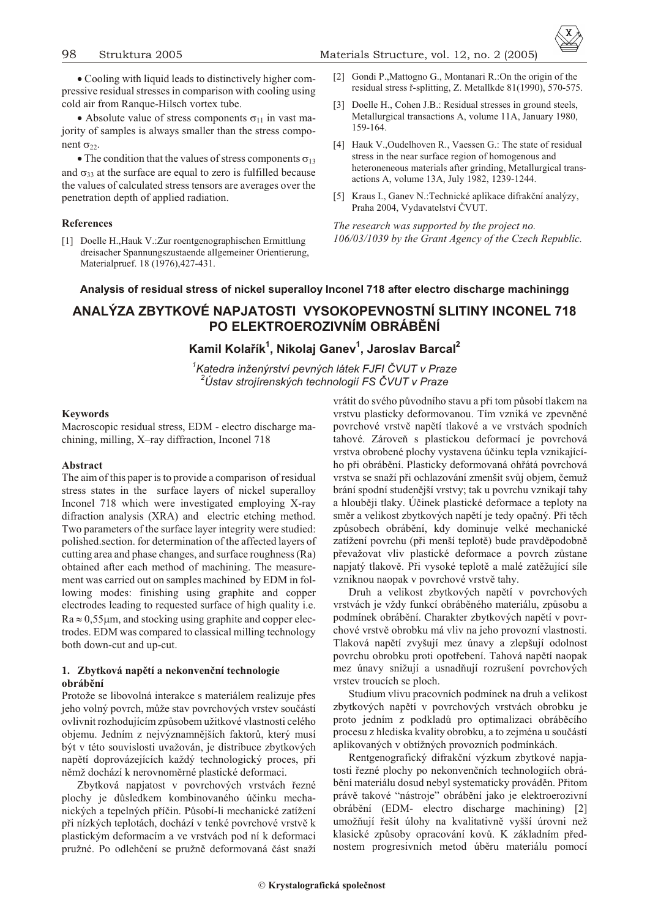- Cooling with liquid leads to distinctively higher compressive residual stresses in comparison with cooling using cold air from Ranque-Hilsch vortex tube.
- Absolute value of stress components $\sigma_{11}$ in vast majority of samples is always smaller than the stress component $\sigma_{22}$.
- The condition that the values of stress components $\sigma_{13}$ and $\sigma_{33}$ at the surface are equal to zero is fulfilled because the values of calculated stress tensors are averages over the penetration depth of applied radiation.

#### References

[1] Doelle H.,Hauk V.:Zur roentgenographischen Ermittlung dreisacher Spannungszustaende allgemeiner Orientierung, Materialpruef. 18 (1976),427-431.

[2] Gondi P.,Mattogno G., Montanari R.:On the origin of the residual stress ř-splitting, Z. Metallkde 81(1990), 570-575.

[3] Doelle H., Cohen J.B.: Residual stresses in ground steels, Metallurgical transactions A, volume 11A, January 1980, 159-164.

[4] Hauk V.,Oudelhoven R., Vaessen G.: The state of residual stress in the near surface region of homogenous and heteroneneous materials after grinding, Metallurgical transactions A, volume 13A, July 1982, 1239-1244.

[5] Kraus I., Ganev N.:Technické aplikace difrakční analýzy, Praha 2004, Vydavatelství ČVUT.

*The research was supported by the project no. 106/03/1039 by the Grant Agency of the Czech Republic.*

**Analysis of residual stress of nickel superalloy Inconel 718 after electro discharge machiningg**

# ANALÝZA ZBYTKOVÉ NAPJATOSTI VYSOKOPEVNOSTNÍ SLITINY INCONEL 718 PO ELEKTROEROZIVNÍM OBRÁBĚNÍ

### Kamil Kolařík[1], Nikolaj Ganev[1], Jaroslav Barcal[2]

[1]*Katedra inženýrství pevných látek FJFI ČVUT v Praze*
[2]*Ústav strojírenských technologií FS ČVUT v Praze*

#### Keywords

Macroscopic residual stress, EDM - electro discharge machining, milling, X–ray diffraction, Inconel 718

#### Abstract

The aim of this paper is to provide a comparison of residual stress states in the surface layers of nickel superalloy Inconel 718 which were investigated employing X-ray difraction analysis (XRA) and electric etching method. Two parameters of the surface layer integrity were studied: polished.section. for determination of the affected layers of cutting area and phase changes, and surface roughness (Ra) obtained after each method of machining. The measurement was carried out on samples machined by EDM in following modes: finishing using graphite and copper electrodes leading to requested surface of high quality i.e. Ra ≈ 0,55μm, and stocking using graphite and copper electrodes. EDM was compared to classical milling technology both down-cut and up-cut.

#### 1. Zbytková napětí a nekonvenční technologie obrábění

Protože se libovolná interakce s materiálem realizuje přes jeho volný povrch, může stav povrchových vrstev součástí ovlivnit rozhodujícím způsobem užitkové vlastnosti celého objemu. Jedním z nejvýznamnějších faktorů, který musí být v této souvislosti uvažován, je distribuce zbytkových napětí doprovázejících každý technologický proces, při němž dochází k nerovnoměrné plastické deformaci.

Zbytková napjatost v povrchových vrstvách řezné plochy je důsledkem kombinovaného účinku mechanických a tepelných příčin. Působí-li mechanické zatížení při nízkých teplotách, dochází v tenké povrchové vrstvě k plastickým deformacím a ve vrstvách pod ní k deformaci pružné. Po odlehčení se pružně deformovaná část snaží vrátit do svého původního stavu a při tom působí tlakem na vrstvu plasticky deformovanou. Tím vzniká ve zpevněné povrchové vrstvě napětí tlakové a ve vrstvách spodních tahové. Zároveň s plastickou deformací je povrchová vrstva obrobené plochy vystavena účinku tepla vznikajícího při obrábění. Plasticky deformovaná ohřátá povrchová vrstva se snaží při ochlazování zmenšit svůj objem, čemuž brání spodní studenější vrstvy; tak u povrchu vznikají tahy a hlouběji tlaky. Účinek plastické deformace a teploty na směr a velikost zbytkových napětí je tedy opačný. Při těch způsobech obrábění, kdy dominuje velké mechanické zatížení povrchu (při menší teplotě) bude pravděpodobně převažovat vliv plastické deformace a povrch zůstane napjatý tlakově. Při vysoké teplotě a malé zatěžující síle vzniknou naopak v povrchové vrstvě tahy.

Druh a velikost zbytkových napětí v povrchových vrstvách je vždy funkcí obráběného materiálu, způsobu a podmínek obrábění. Charakter zbytkových napětí v povrchové vrstvě obrobku má vliv na jeho provozní vlastnosti. Tlaková napětí zvyšují mez únavy a zlepšují odolnost povrchu obrobku proti opotřebení. Tahová napětí naopak mez únavy snižují a usnadňují rozrušení povrchových vrstev troucích se ploch.

Studium vlivu pracovních podmínek na druh a velikost zbytkových napětí v povrchových vrstvách obrobku je proto jedním z podkladů pro optimalizaci obráběcího procesu z hlediska kvality obrobku, a to zejména u součástí aplikovaných v obtížných provozních podmínkách.

Rentgenografický difrakční výzkum zbytkové napjatosti řezné plochy po nekonvenčních technologiích obrábění materiálu dosud nebyl systematicky prováděn. Přitom právě takové "nástroje" obrábění jako je elektroerozivní obrábění (EDM- electro discharge machining) [2] umožňují řešit úlohy na kvalitativně vyšší úrovni než klasické způsoby opracování kovů. K základním přednostem progresivních metod úběru materiálu pomocí